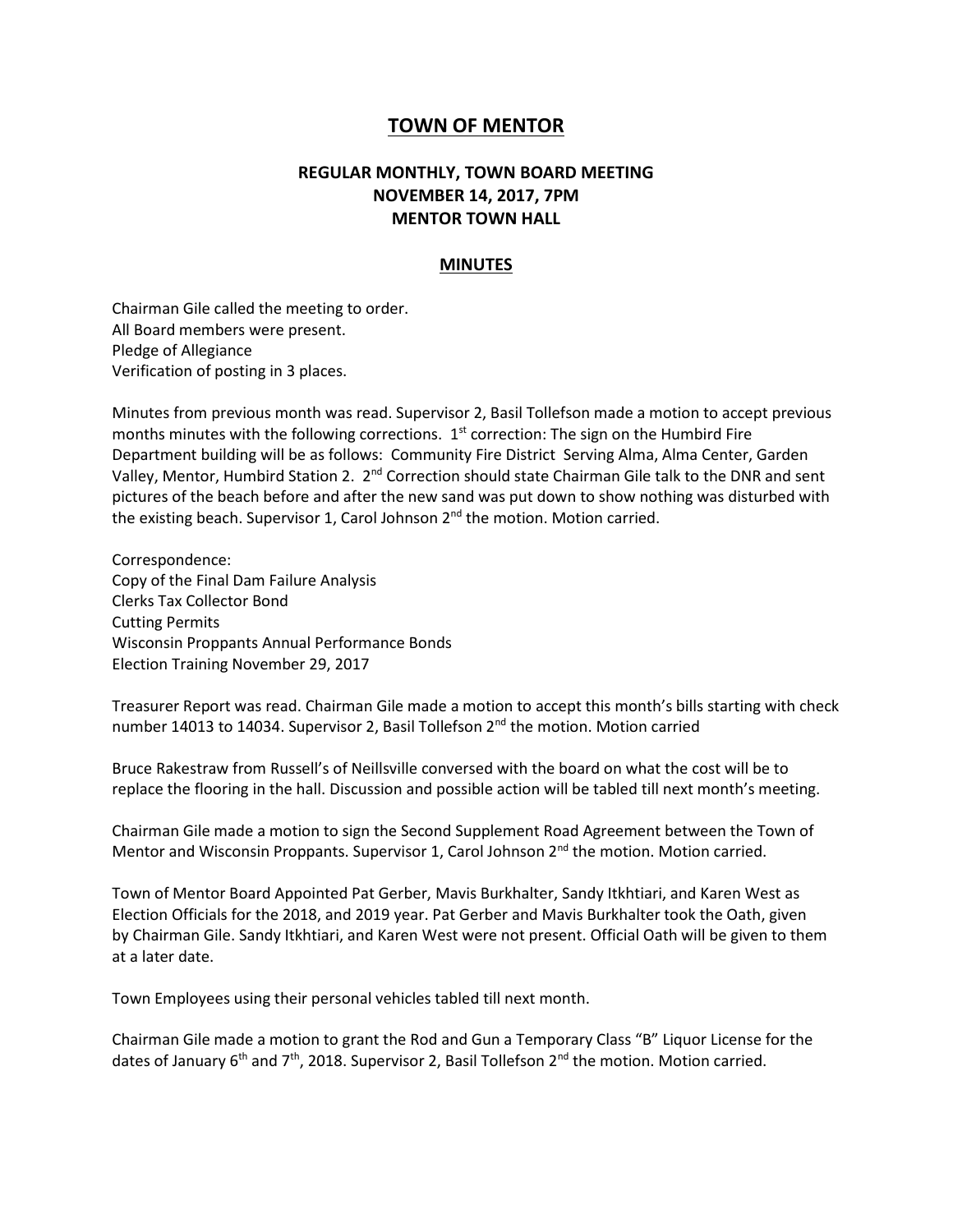# TOWN OF MENTOR

## REGULAR MONTHLY, TOWN BOARD MEETING
## NOVEMBER 14, 2017, 7PM
## MENTOR TOWN HALL

## MINUTES

Chairman Gile called the meeting to order.
All Board members were present.
Pledge of Allegiance
Verification of posting in 3 places.

Minutes from previous month was read. Supervisor 2, Basil Tollefson made a motion to accept previous months minutes with the following corrections. 1st correction: The sign on the Humbird Fire Department building will be as follows: Community Fire District Serving Alma, Alma Center, Garden Valley, Mentor, Humbird Station 2. 2nd Correction should state Chairman Gile talk to the DNR and sent pictures of the beach before and after the new sand was put down to show nothing was disturbed with the existing beach. Supervisor 1, Carol Johnson 2nd the motion. Motion carried.

Correspondence:
Copy of the Final Dam Failure Analysis
Clerks Tax Collector Bond
Cutting Permits
Wisconsin Proppants Annual Performance Bonds
Election Training November 29, 2017

Treasurer Report was read. Chairman Gile made a motion to accept this month's bills starting with check number 14013 to 14034. Supervisor 2, Basil Tollefson 2nd the motion. Motion carried

Bruce Rakestraw from Russell's of Neillsville conversed with the board on what the cost will be to replace the flooring in the hall. Discussion and possible action will be tabled till next month's meeting.

Chairman Gile made a motion to sign the Second Supplement Road Agreement between the Town of Mentor and Wisconsin Proppants. Supervisor 1, Carol Johnson 2nd the motion. Motion carried.

Town of Mentor Board Appointed Pat Gerber, Mavis Burkhalter, Sandy Itkhtiari, and Karen West as Election Officials for the 2018, and 2019 year. Pat Gerber and Mavis Burkhalter took the Oath, given by Chairman Gile. Sandy Itkhtiari, and Karen West were not present. Official Oath will be given to them at a later date.

Town Employees using their personal vehicles tabled till next month.

Chairman Gile made a motion to grant the Rod and Gun a Temporary Class "B" Liquor License for the dates of January 6th and 7th, 2018. Supervisor 2, Basil Tollefson 2nd the motion. Motion carried.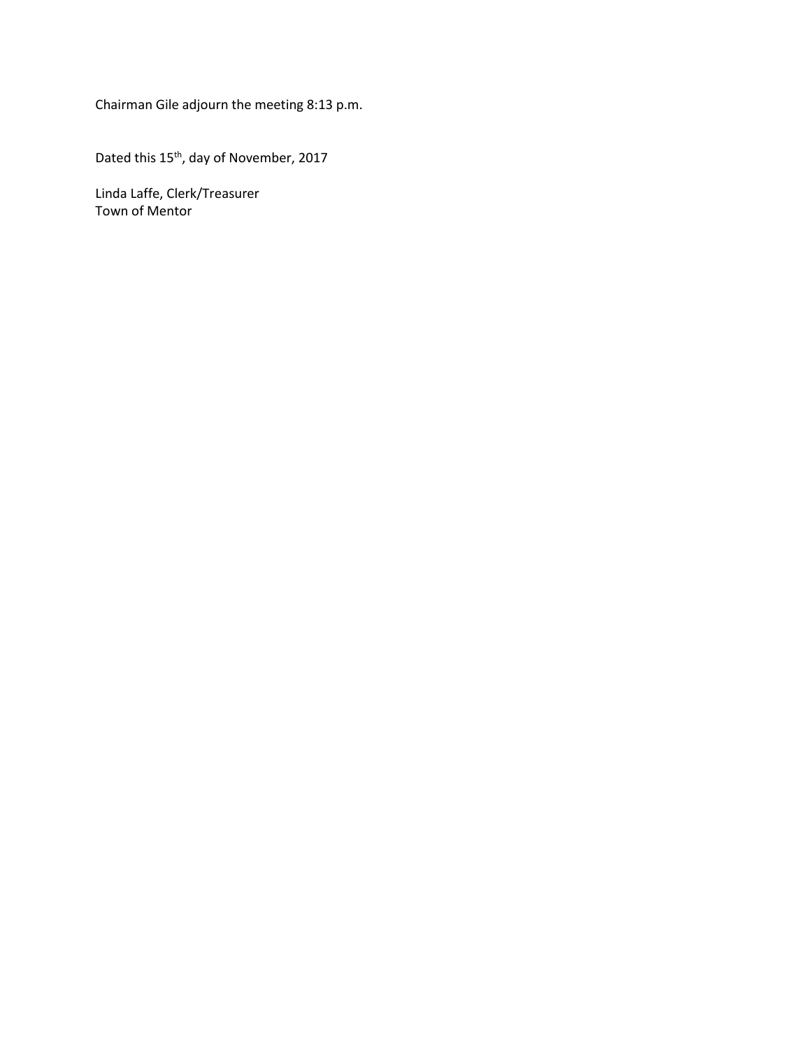Chairman Gile adjourn the meeting 8:13 p.m.

Dated this 15th, day of November, 2017

Linda Laffe, Clerk/Treasurer
Town of Mentor